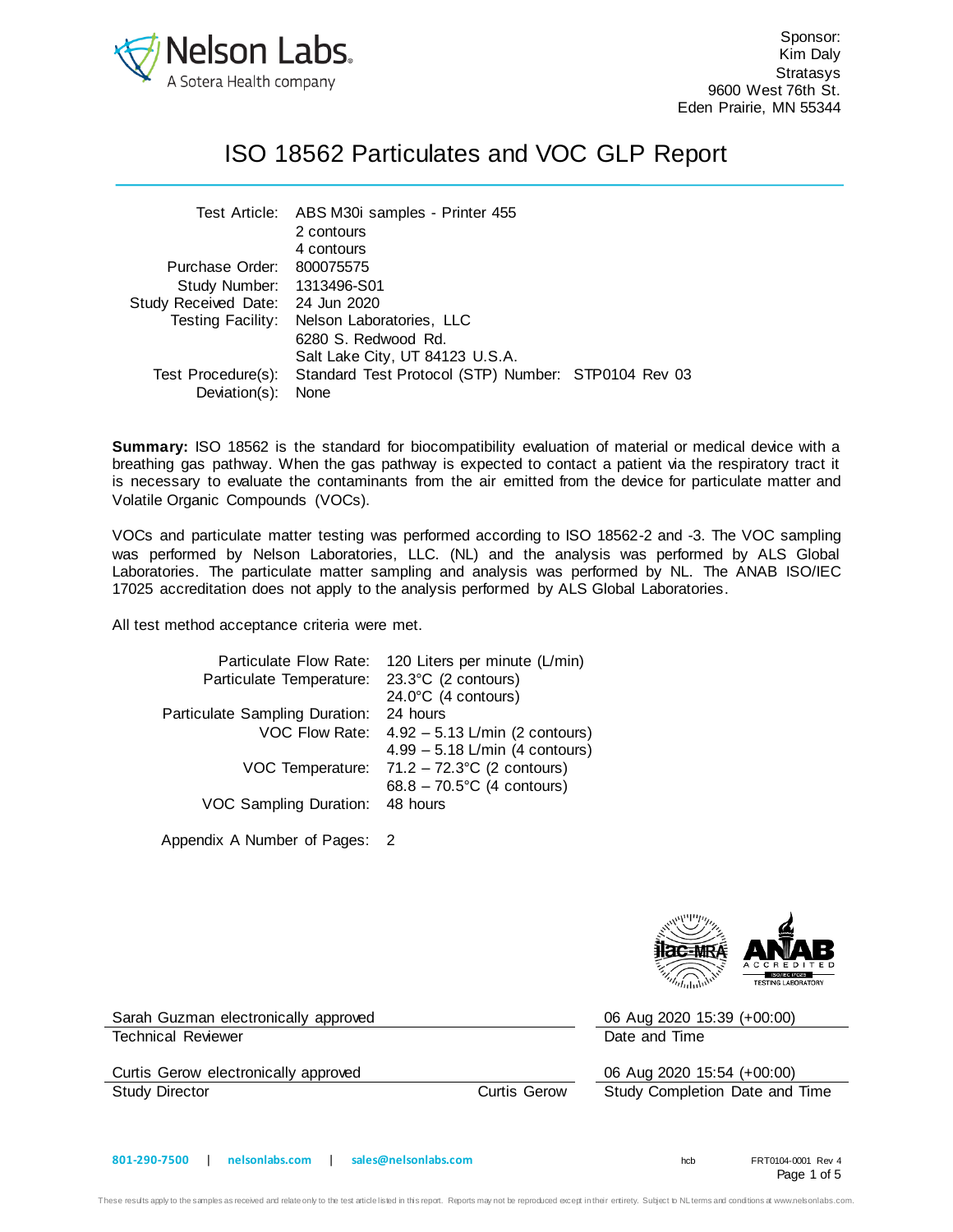Sponsor:
Kim Daly
Stratasys
9600 West 76th St.
Eden Prairie, MN 55344

# ISO 18562 Particulates and VOC GLP Report

| | |
|---|---|
| Test Article: | ABS M30i samples - Printer 455<br>2 contours<br>4 contours |
| Purchase Order: | 800075575 |
| Study Number: | 1313496-S01 |
| Study Received Date: | 24 Jun 2020 |
| Testing Facility: | Nelson Laboratories, LLC<br>6280 S. Redwood Rd.<br>Salt Lake City, UT 84123 U.S.A. |
| Test Procedure(s): | Standard Test Protocol (STP) Number: STP0104 Rev 03 |
| Deviation(s): | None |

**Summary:** ISO 18562 is the standard for biocompatibility evaluation of material or medical device with a breathing gas pathway. When the gas pathway is expected to contact a patient via the respiratory tract it is necessary to evaluate the contaminants from the air emitted from the device for particulate matter and Volatile Organic Compounds (VOCs).

VOCs and particulate matter testing was performed according to ISO 18562-2 and -3. The VOC sampling was performed by Nelson Laboratories, LLC. (NL) and the analysis was performed by ALS Global Laboratories. The particulate matter sampling and analysis was performed by NL. The ANAB ISO/IEC 17025 accreditation does not apply to the analysis performed by ALS Global Laboratories.

All test method acceptance criteria were met.

| | |
|---|---|
| Particulate Flow Rate: | 120 Liters per minute (L/min) |
| Particulate Temperature: | 23.3°C (2 contours)<br>24.0°C (4 contours) |
| Particulate Sampling Duration: | 24 hours |
| VOC Flow Rate: | 4.92 – 5.13 L/min (2 contours)<br>4.99 – 5.18 L/min (4 contours) |
| VOC Temperature: | 71.2 – 72.3°C (2 contours)<br>68.8 – 70.5°C (4 contours) |
| VOC Sampling Duration: | 48 hours |

Appendix A Number of Pages: 2

| | |
|---|---|
| Sarah Guzman electronically approved | 06 Aug 2020 15:39 (+00:00) |
| Technical Reviewer | Date and Time |
| Curtis Gerow electronically approved | 06 Aug 2020 15:54 (+00:00) |
| Study Director Curtis Gerow | Study Completion Date and Time |

801-290-7500 | nelsonlabs.com | sales@nelsonlabs.com

hcb FRT0104-0001 Rev 4

These results apply to the samples as received and relate only to the test article listed in this report. Reports may not be reproduced except in their entirety. Subject to NL terms and conditions at www.nelsonlabs.com.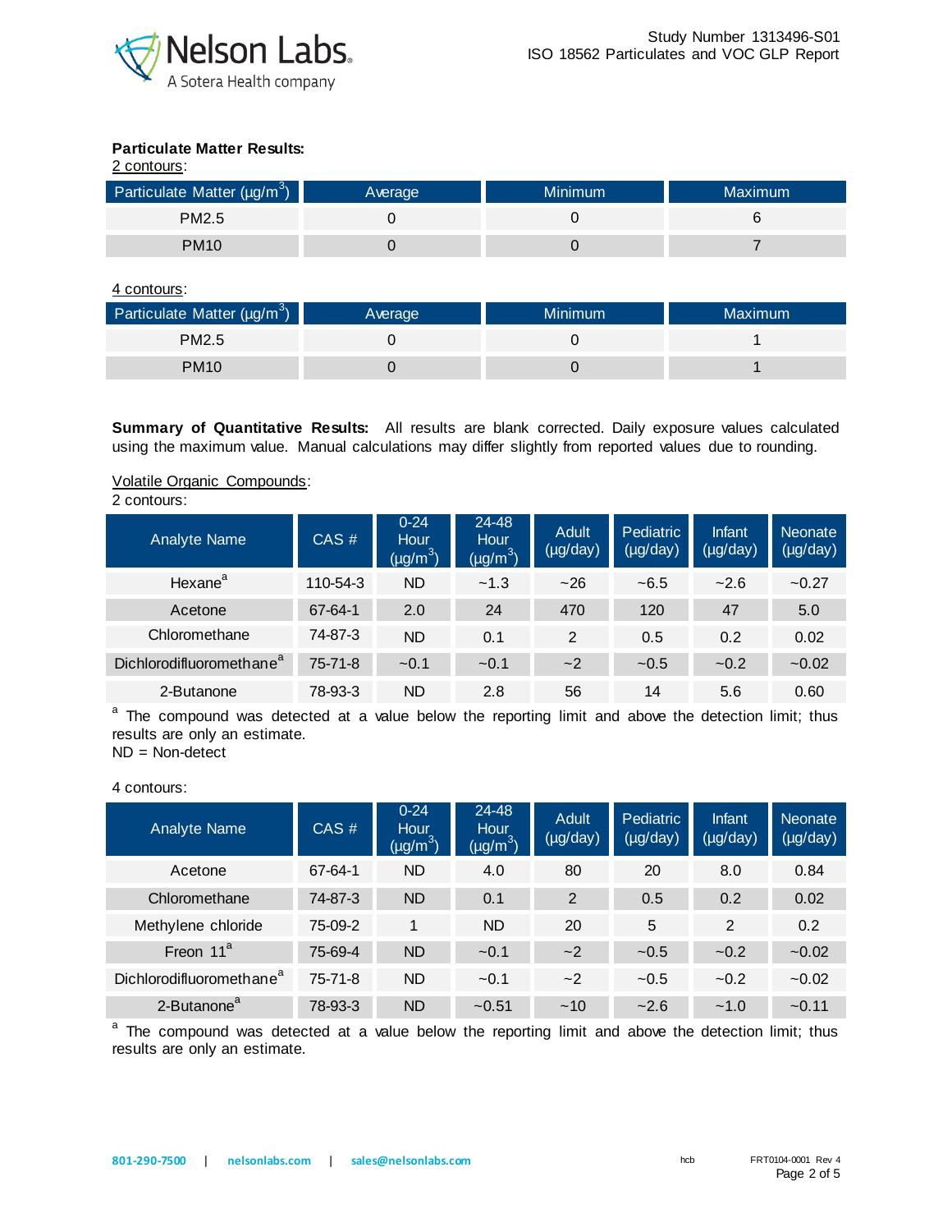**Particulate Matter Results:**

2 contours:

| Particulate Matter (µg/m$^3$) | Average | Minimum | Maximum |
|---|---|---|---|
| PM2.5 | 0 | 0 | 6 |
| PM10 | 0 | 0 | 7 |

4 contours:

| Particulate Matter (µg/m$^3$) | Average | Minimum | Maximum |
|---|---|---|---|
| PM2.5 | 0 | 0 | 1 |
| PM10 | 0 | 0 | 1 |

**Summary of Quantitative Results:** All results are blank corrected. Daily exposure values calculated using the maximum value. Manual calculations may differ slightly from reported values due to rounding.

Volatile Organic Compounds:

2 contours:

| Analyte Name | CAS # | 0-24 Hour (µg/m$^3$) | 24-48 Hour (µg/m$^3$) | Adult (µg/day) | Pediatric (µg/day) | Infant (µg/day) | Neonate (µg/day) |
|---|---|---|---|---|---|---|---|
| Hexane[a] | 110-54-3 | ND | ~1.3 | ~26 | ~6.5 | ~2.6 | ~0.27 |
| Acetone | 67-64-1 | 2.0 | 24 | 470 | 120 | 47 | 5.0 |
| Chloromethane | 74-87-3 | ND | 0.1 | 2 | 0.5 | 0.2 | 0.02 |
| Dichlorodifluoromethane[a] | 75-71-8 | ~0.1 | ~0.1 | ~2 | ~0.5 | ~0.2 | ~0.02 |
| 2-Butanone | 78-93-3 | ND | 2.8 | 56 | 14 | 5.6 | 0.60 |

[a] The compound was detected at a value below the reporting limit and above the detection limit; thus results are only an estimate.

ND = Non-detect

4 contours:

| Analyte Name | CAS # | 0-24 Hour (µg/m$^3$) | 24-48 Hour (µg/m$^3$) | Adult (µg/day) | Pediatric (µg/day) | Infant (µg/day) | Neonate (µg/day) |
|---|---|---|---|---|---|---|---|
| Acetone | 67-64-1 | ND | 4.0 | 80 | 20 | 8.0 | 0.84 |
| Chloromethane | 74-87-3 | ND | 0.1 | 2 | 0.5 | 0.2 | 0.02 |
| Methylene chloride | 75-09-2 | 1 | ND | 20 | 5 | 2 | 0.2 |
| Freon 11[a] | 75-69-4 | ND | ~0.1 | ~2 | ~0.5 | ~0.2 | ~0.02 |
| Dichlorodifluoromethane[a] | 75-71-8 | ND | ~0.1 | ~2 | ~0.5 | ~0.2 | ~0.02 |
| 2-Butanone[a] | 78-93-3 | ND | ~0.51 | ~10 | ~2.6 | ~1.0 | ~0.11 |

[a] The compound was detected at a value below the reporting limit and above the detection limit; thus results are only an estimate.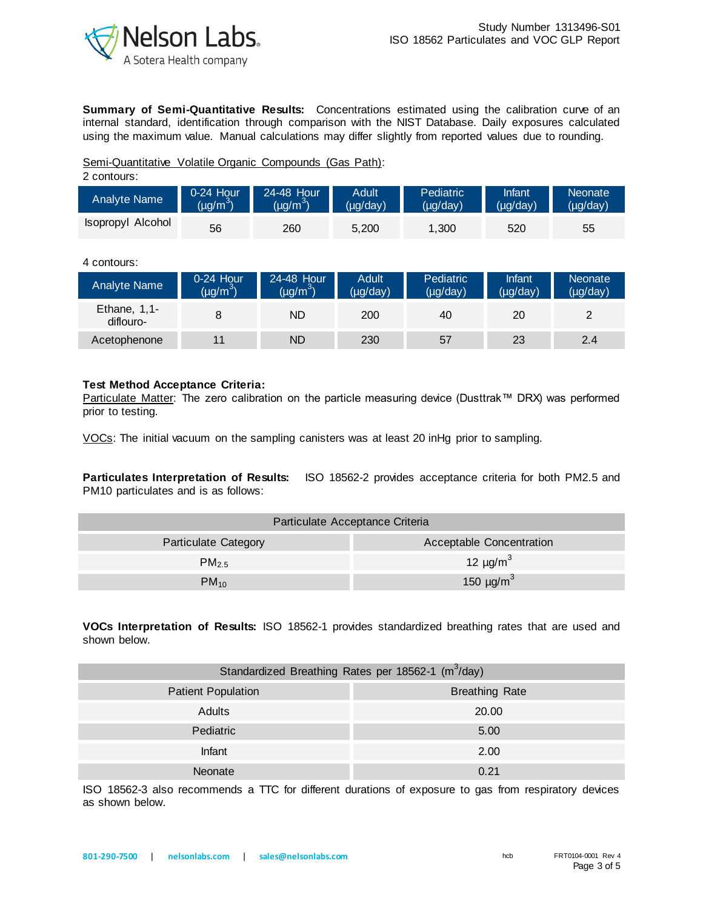**Summary of Semi-Quantitative Results:** Concentrations estimated using the calibration curve of an internal standard, identification through comparison with the NIST Database. Daily exposures calculated using the maximum value. Manual calculations may differ slightly from reported values due to rounding.

Semi-Quantitative Volatile Organic Compounds (Gas Path):

2 contours:

| Analyte Name | 0-24 Hour ($\mu g/m^3$) | 24-48 Hour ($\mu g/m^3$) | Adult (µg/day) | Pediatric (µg/day) | Infant (µg/day) | Neonate (µg/day) |
|---|---|---|---|---|---|---|
| Isopropyl Alcohol | 56 | 260 | 5,200 | 1,300 | 520 | 55 |

4 contours:

| Analyte Name | 0-24 Hour ($\mu g/m^3$) | 24-48 Hour ($\mu g/m^3$) | Adult (µg/day) | Pediatric (µg/day) | Infant (µg/day) | Neonate (µg/day) |
|---|---|---|---|---|---|---|
| Ethane, 1,1-diflouro- | 8 | ND | 200 | 40 | 20 | 2 |
| Acetophenone | 11 | ND | 230 | 57 | 23 | 2.4 |

**Test Method Acceptance Criteria:**

Particulate Matter: The zero calibration on the particle measuring device (Dusttrak™ DRX) was performed prior to testing.

VOCs: The initial vacuum on the sampling canisters was at least 20 inHg prior to sampling.

**Particulates Interpretation of Results:** ISO 18562-2 provides acceptance criteria for both PM2.5 and PM10 particulates and is as follows:

| Particulate Acceptance Criteria | |
|---|---|
| Particulate Category | Acceptable Concentration |
| $PM_{2.5}$ | 12 $\mu g/m^3$ |
| $PM_{10}$ | 150 $\mu g/m^3$ |

**VOCs Interpretation of Results:** ISO 18562-1 provides standardized breathing rates that are used and shown below.

| Standardized Breathing Rates per 18562-1 ($m^3$/day) | |
|---|---|
| Patient Population | Breathing Rate |
| Adults | 20.00 |
| Pediatric | 5.00 |
| Infant | 2.00 |
| Neonate | 0.21 |

ISO 18562-3 also recommends a TTC for different durations of exposure to gas from respiratory devices as shown below.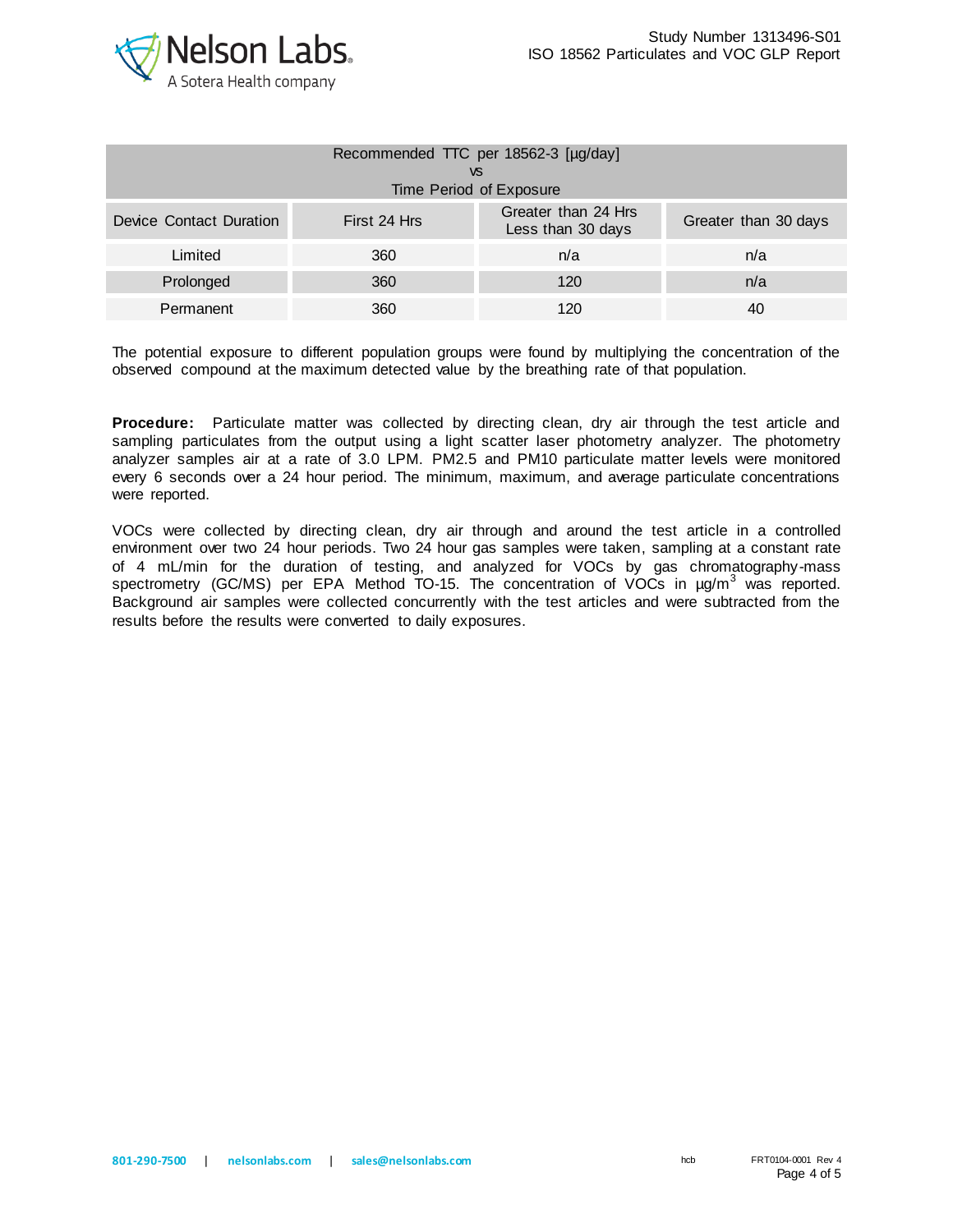| Recommended TTC per 18562-3 [µg/day] vs Time Period of Exposure | | | |
|---|---|---|---|
| Device Contact Duration | First 24 Hrs | Greater than 24 Hrs Less than 30 days | Greater than 30 days |
| Limited | 360 | n/a | n/a |
| Prolonged | 360 | 120 | n/a |
| Permanent | 360 | 120 | 40 |

The potential exposure to different population groups were found by multiplying the concentration of the observed compound at the maximum detected value by the breathing rate of that population.

**Procedure:** Particulate matter was collected by directing clean, dry air through the test article and sampling particulates from the output using a light scatter laser photometry analyzer. The photometry analyzer samples air at a rate of 3.0 LPM. PM2.5 and PM10 particulate matter levels were monitored every 6 seconds over a 24 hour period. The minimum, maximum, and average particulate concentrations were reported.

VOCs were collected by directing clean, dry air through and around the test article in a controlled environment over two 24 hour periods. Two 24 hour gas samples were taken, sampling at a constant rate of 4 mL/min for the duration of testing, and analyzed for VOCs by gas chromatography-mass spectrometry (GC/MS) per EPA Method TO-15. The concentration of VOCs in µg/m$^3$ was reported. Background air samples were collected concurrently with the test articles and were subtracted from the results before the results were converted to daily exposures.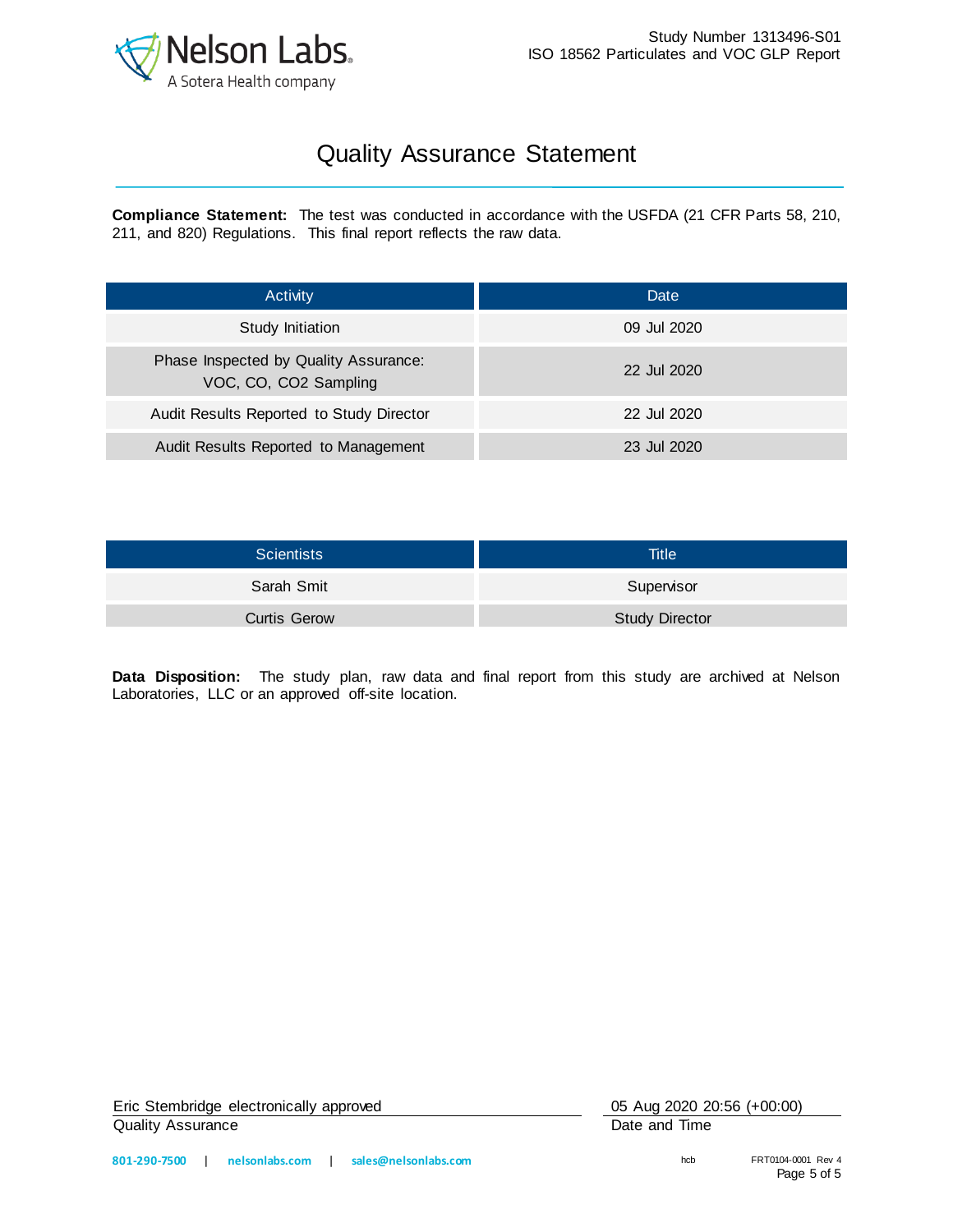# Quality Assurance Statement

**Compliance Statement:** The test was conducted in accordance with the USFDA (21 CFR Parts 58, 210, 211, and 820) Regulations. This final report reflects the raw data.

| Activity | Date |
|---|---|
| Study Initiation | 09 Jul 2020 |
| Phase Inspected by Quality Assurance: VOC, CO, CO2 Sampling | 22 Jul 2020 |
| Audit Results Reported to Study Director | 22 Jul 2020 |
| Audit Results Reported to Management | 23 Jul 2020 |

| Scientists | Title |
|---|---|
| Sarah Smit | Supervisor |
| Curtis Gerow | Study Director |

**Data Disposition:** The study plan, raw data and final report from this study are archived at Nelson Laboratories, LLC or an approved off-site location.

| Eric Stembridge electronically approved | 05 Aug 2020 20:56 (+00:00) |
|---|---|
| Quality Assurance | Date and Time |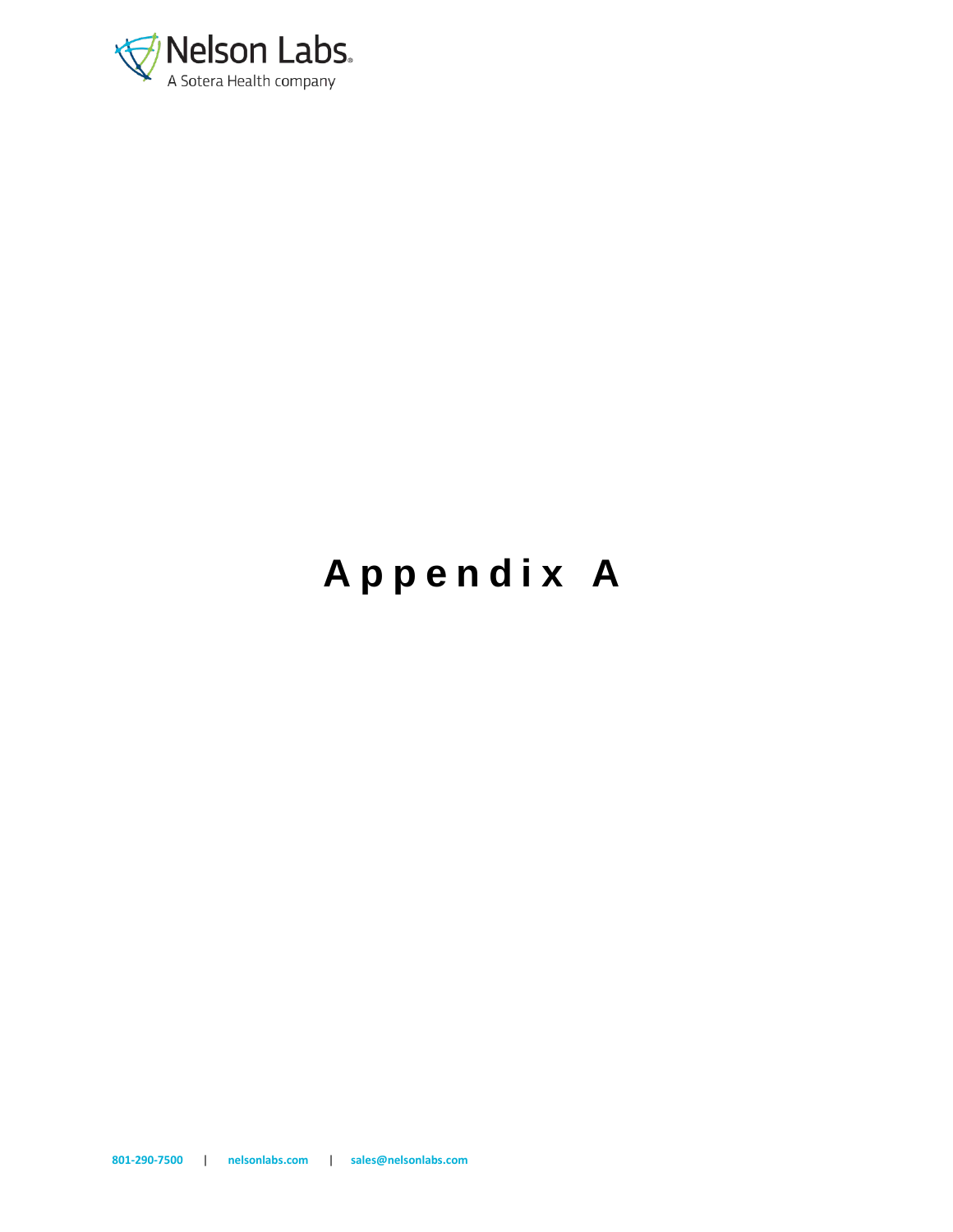# Appendix A